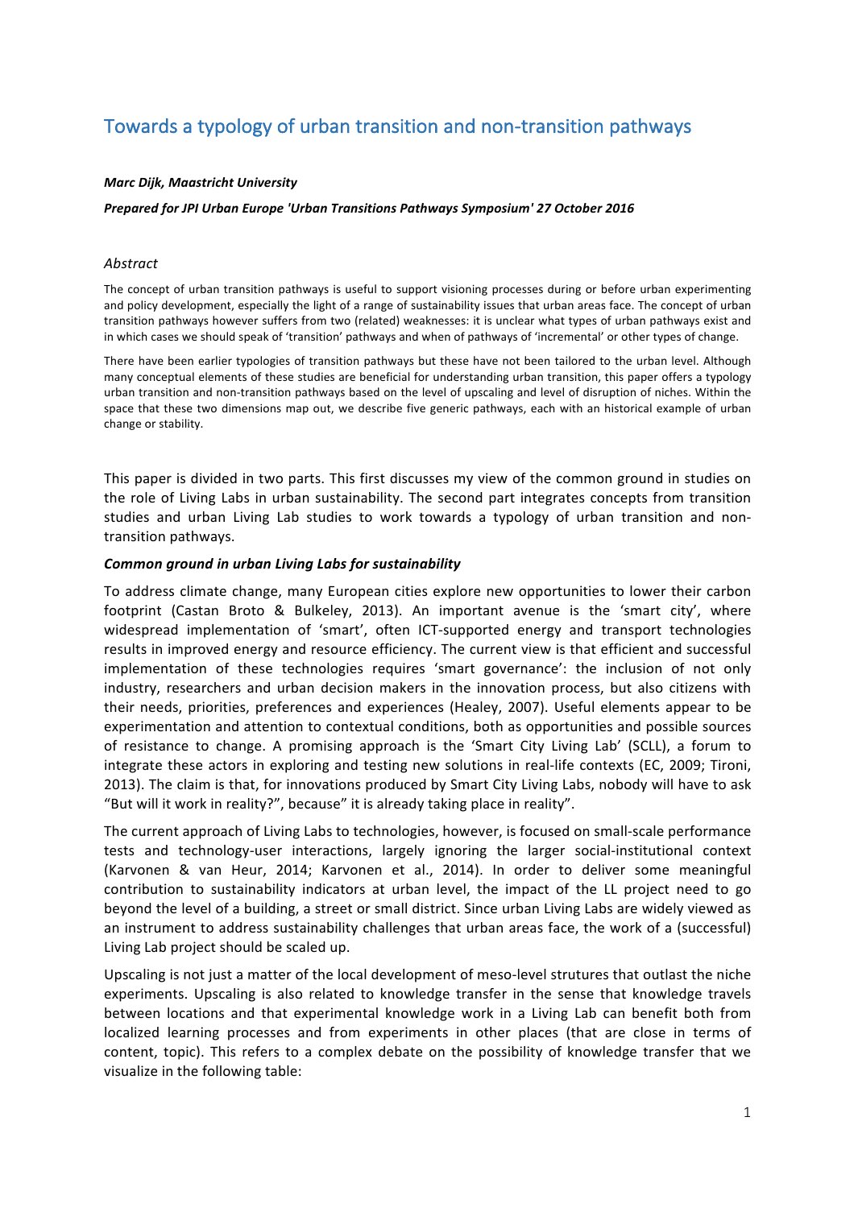# Towards a typology of urban transition and non-transition pathways

***Marc Dijk, Maastricht University***

***Prepared for JPI Urban Europe 'Urban Transitions Pathways Symposium' 27 October 2016***

*Abstract*

The concept of urban transition pathways is useful to support visioning processes during or before urban experimenting and policy development, especially the light of a range of sustainability issues that urban areas face. The concept of urban transition pathways however suffers from two (related) weaknesses: it is unclear what types of urban pathways exist and in which cases we should speak of 'transition' pathways and when of pathways of 'incremental' or other types of change.

There have been earlier typologies of transition pathways but these have not been tailored to the urban level. Although many conceptual elements of these studies are beneficial for understanding urban transition, this paper offers a typology urban transition and non-transition pathways based on the level of upscaling and level of disruption of niches. Within the space that these two dimensions map out, we describe five generic pathways, each with an historical example of urban change or stability.

This paper is divided in two parts. This first discusses my view of the common ground in studies on the role of Living Labs in urban sustainability. The second part integrates concepts from transition studies and urban Living Lab studies to work towards a typology of urban transition and non-transition pathways.

***Common ground in urban Living Labs for sustainability***

To address climate change, many European cities explore new opportunities to lower their carbon footprint (Castan Broto & Bulkeley, 2013). An important avenue is the 'smart city', where widespread implementation of 'smart', often ICT-supported energy and transport technologies results in improved energy and resource efficiency. The current view is that efficient and successful implementation of these technologies requires 'smart governance': the inclusion of not only industry, researchers and urban decision makers in the innovation process, but also citizens with their needs, priorities, preferences and experiences (Healey, 2007). Useful elements appear to be experimentation and attention to contextual conditions, both as opportunities and possible sources of resistance to change. A promising approach is the 'Smart City Living Lab' (SCLL), a forum to integrate these actors in exploring and testing new solutions in real-life contexts (EC, 2009; Tironi, 2013). The claim is that, for innovations produced by Smart City Living Labs, nobody will have to ask "But will it work in reality?", because" it is already taking place in reality".

The current approach of Living Labs to technologies, however, is focused on small-scale performance tests and technology-user interactions, largely ignoring the larger social-institutional context (Karvonen & van Heur, 2014; Karvonen et al., 2014). In order to deliver some meaningful contribution to sustainability indicators at urban level, the impact of the LL project need to go beyond the level of a building, a street or small district. Since urban Living Labs are widely viewed as an instrument to address sustainability challenges that urban areas face, the work of a (successful) Living Lab project should be scaled up.

Upscaling is not just a matter of the local development of meso-level strutures that outlast the niche experiments. Upscaling is also related to knowledge transfer in the sense that knowledge travels between locations and that experimental knowledge work in a Living Lab can benefit both from localized learning processes and from experiments in other places (that are close in terms of content, topic). This refers to a complex debate on the possibility of knowledge transfer that we visualize in the following table: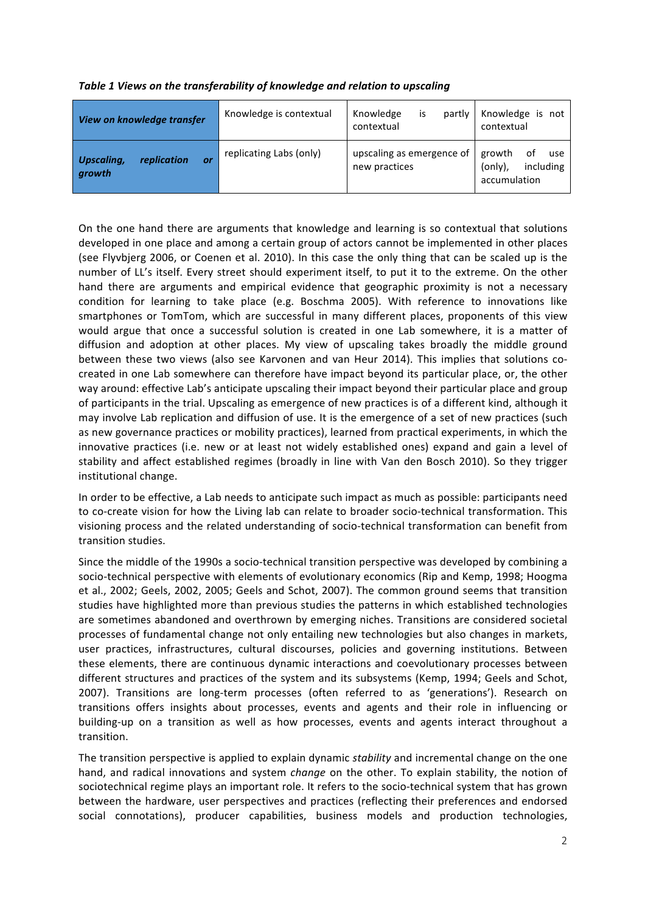***Table 1 Views on the transferability of knowledge and relation to upscaling***

| ***View on knowledge transfer*** | Knowledge is contextual | Knowledge is partly contextual | Knowledge is not contextual |
|---|---|---|---|
| ***Upscaling, replication or growth*** | replicating Labs (only) | upscaling as emergence of new practices | growth of use (only), including accumulation |

On the one hand there are arguments that knowledge and learning is so contextual that solutions developed in one place and among a certain group of actors cannot be implemented in other places (see Flyvbjerg 2006, or Coenen et al. 2010). In this case the only thing that can be scaled up is the number of LL's itself. Every street should experiment itself, to put it to the extreme. On the other hand there are arguments and empirical evidence that geographic proximity is not a necessary condition for learning to take place (e.g. Boschma 2005). With reference to innovations like smartphones or TomTom, which are successful in many different places, proponents of this view would argue that once a successful solution is created in one Lab somewhere, it is a matter of diffusion and adoption at other places. My view of upscaling takes broadly the middle ground between these two views (also see Karvonen and van Heur 2014). This implies that solutions co-created in one Lab somewhere can therefore have impact beyond its particular place, or, the other way around: effective Lab's anticipate upscaling their impact beyond their particular place and group of participants in the trial. Upscaling as emergence of new practices is of a different kind, although it may involve Lab replication and diffusion of use. It is the emergence of a set of new practices (such as new governance practices or mobility practices), learned from practical experiments, in which the innovative practices (i.e. new or at least not widely established ones) expand and gain a level of stability and affect established regimes (broadly in line with Van den Bosch 2010). So they trigger institutional change.

In order to be effective, a Lab needs to anticipate such impact as much as possible: participants need to co-create vision for how the Living lab can relate to broader socio-technical transformation. This visioning process and the related understanding of socio-technical transformation can benefit from transition studies.

Since the middle of the 1990s a socio-technical transition perspective was developed by combining a socio-technical perspective with elements of evolutionary economics (Rip and Kemp, 1998; Hoogma et al., 2002; Geels, 2002, 2005; Geels and Schot, 2007). The common ground seems that transition studies have highlighted more than previous studies the patterns in which established technologies are sometimes abandoned and overthrown by emerging niches. Transitions are considered societal processes of fundamental change not only entailing new technologies but also changes in markets, user practices, infrastructures, cultural discourses, policies and governing institutions. Between these elements, there are continuous dynamic interactions and coevolutionary processes between different structures and practices of the system and its subsystems (Kemp, 1994; Geels and Schot, 2007). Transitions are long-term processes (often referred to as 'generations'). Research on transitions offers insights about processes, events and agents and their role in influencing or building-up on a transition as well as how processes, events and agents interact throughout a transition.

The transition perspective is applied to explain dynamic *stability* and incremental change on the one hand, and radical innovations and system *change* on the other. To explain stability, the notion of sociotechnical regime plays an important role. It refers to the socio-technical system that has grown between the hardware, user perspectives and practices (reflecting their preferences and endorsed social connotations), producer capabilities, business models and production technologies,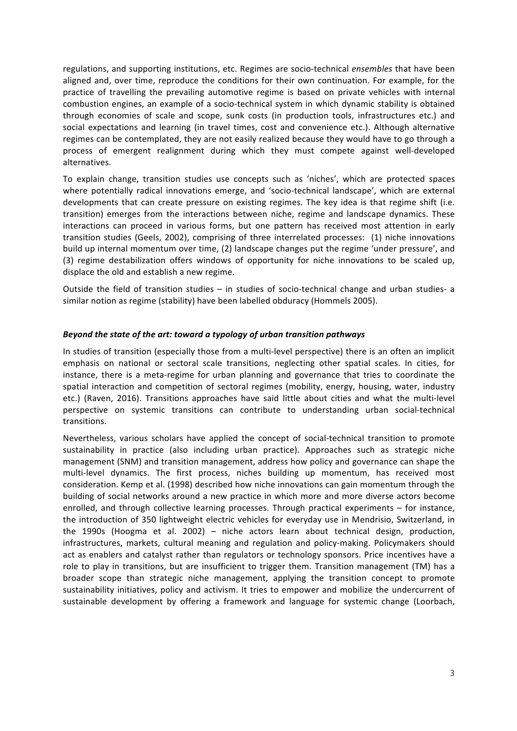regulations, and supporting institutions, etc. Regimes are socio-technical *ensembles* that have been aligned and, over time, reproduce the conditions for their own continuation. For example, for the practice of travelling the prevailing automotive regime is based on private vehicles with internal combustion engines, an example of a socio-technical system in which dynamic stability is obtained through economies of scale and scope, sunk costs (in production tools, infrastructures etc.) and social expectations and learning (in travel times, cost and convenience etc.). Although alternative regimes can be contemplated, they are not easily realized because they would have to go through a process of emergent realignment during which they must compete against well-developed alternatives.

To explain change, transition studies use concepts such as 'niches', which are protected spaces where potentially radical innovations emerge, and 'socio-technical landscape', which are external developments that can create pressure on existing regimes. The key idea is that regime shift (i.e. transition) emerges from the interactions between niche, regime and landscape dynamics. These interactions can proceed in various forms, but one pattern has received most attention in early transition studies (Geels, 2002), comprising of three interrelated processes: (1) niche innovations build up internal momentum over time, (2) landscape changes put the regime 'under pressure', and (3) regime destabilization offers windows of opportunity for niche innovations to be scaled up, displace the old and establish a new regime.

Outside the field of transition studies – in studies of socio-technical change and urban studies- a similar notion as regime (stability) have been labelled obduracy (Hommels 2005).

### *Beyond the state of the art: toward a typology of urban transition pathways*

In studies of transition (especially those from a multi-level perspective) there is an often an implicit emphasis on national or sectoral scale transitions, neglecting other spatial scales. In cities, for instance, there is a meta-regime for urban planning and governance that tries to coordinate the spatial interaction and competition of sectoral regimes (mobility, energy, housing, water, industry etc.) (Raven, 2016). Transitions approaches have said little about cities and what the multi-level perspective on systemic transitions can contribute to understanding urban social-technical transitions.

Nevertheless, various scholars have applied the concept of social-technical transition to promote sustainability in practice (also including urban practice). Approaches such as strategic niche management (SNM) and transition management, address how policy and governance can shape the multi-level dynamics. The first process, niches building up momentum, has received most consideration. Kemp et al. (1998) described how niche innovations can gain momentum through the building of social networks around a new practice in which more and more diverse actors become enrolled, and through collective learning processes. Through practical experiments – for instance, the introduction of 350 lightweight electric vehicles for everyday use in Mendrisio, Switzerland, in the 1990s (Hoogma et al. 2002) – niche actors learn about technical design, production, infrastructures, markets, cultural meaning and regulation and policy-making. Policymakers should act as enablers and catalyst rather than regulators or technology sponsors. Price incentives have a role to play in transitions, but are insufficient to trigger them. Transition management (TM) has a broader scope than strategic niche management, applying the transition concept to promote sustainability initiatives, policy and activism. It tries to empower and mobilize the undercurrent of sustainable development by offering a framework and language for systemic change (Loorbach,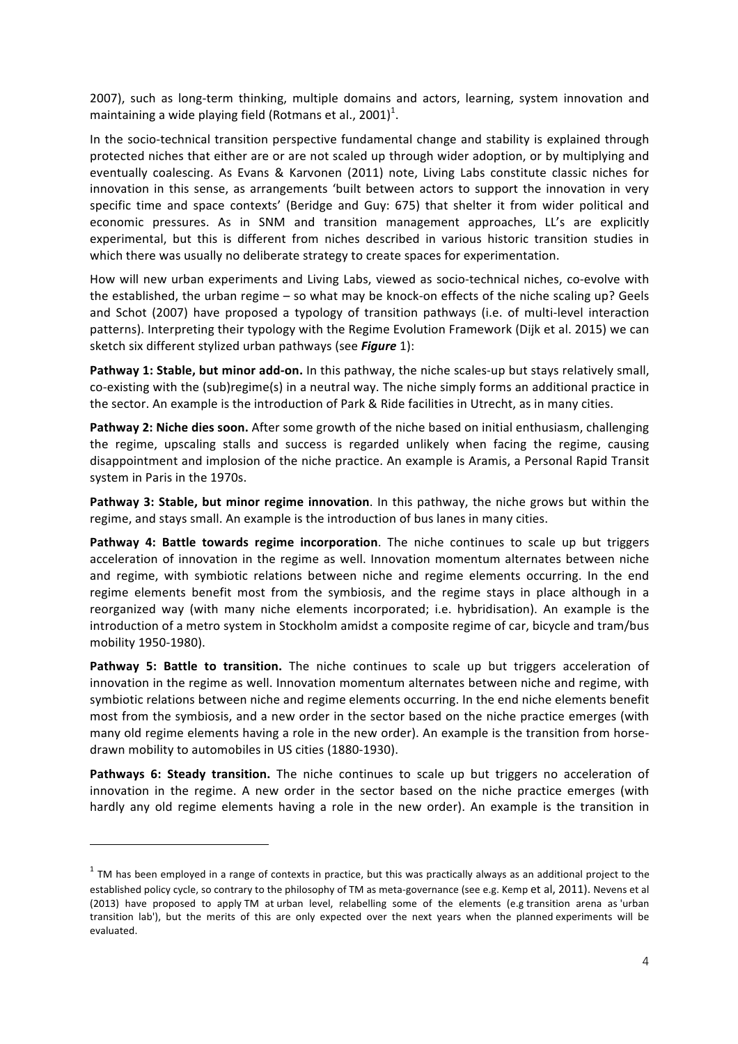2007), such as long-term thinking, multiple domains and actors, learning, system innovation and maintaining a wide playing field (Rotmans et al., 2001)[1].

In the socio-technical transition perspective fundamental change and stability is explained through protected niches that either are or are not scaled up through wider adoption, or by multiplying and eventually coalescing. As Evans & Karvonen (2011) note, Living Labs constitute classic niches for innovation in this sense, as arrangements 'built between actors to support the innovation in very specific time and space contexts' (Beridge and Guy: 675) that shelter it from wider political and economic pressures. As in SNM and transition management approaches, LL's are explicitly experimental, but this is different from niches described in various historic transition studies in which there was usually no deliberate strategy to create spaces for experimentation.

How will new urban experiments and Living Labs, viewed as socio-technical niches, co-evolve with the established, the urban regime – so what may be knock-on effects of the niche scaling up? Geels and Schot (2007) have proposed a typology of transition pathways (i.e. of multi-level interaction patterns). Interpreting their typology with the Regime Evolution Framework (Dijk et al. 2015) we can sketch six different stylized urban pathways (see ***Figure*** 1):

**Pathway 1: Stable, but minor add-on.** In this pathway, the niche scales-up but stays relatively small, co-existing with the (sub)regime(s) in a neutral way. The niche simply forms an additional practice in the sector. An example is the introduction of Park & Ride facilities in Utrecht, as in many cities.

**Pathway 2: Niche dies soon.** After some growth of the niche based on initial enthusiasm, challenging the regime, upscaling stalls and success is regarded unlikely when facing the regime, causing disappointment and implosion of the niche practice. An example is Aramis, a Personal Rapid Transit system in Paris in the 1970s.

**Pathway 3: Stable, but minor regime innovation**. In this pathway, the niche grows but within the regime, and stays small. An example is the introduction of bus lanes in many cities.

**Pathway 4: Battle towards regime incorporation**. The niche continues to scale up but triggers acceleration of innovation in the regime as well. Innovation momentum alternates between niche and regime, with symbiotic relations between niche and regime elements occurring. In the end regime elements benefit most from the symbiosis, and the regime stays in place although in a reorganized way (with many niche elements incorporated; i.e. hybridisation). An example is the introduction of a metro system in Stockholm amidst a composite regime of car, bicycle and tram/bus mobility 1950-1980).

**Pathway 5: Battle to transition.** The niche continues to scale up but triggers acceleration of innovation in the regime as well. Innovation momentum alternates between niche and regime, with symbiotic relations between niche and regime elements occurring. In the end niche elements benefit most from the symbiosis, and a new order in the sector based on the niche practice emerges (with many old regime elements having a role in the new order). An example is the transition from horse-drawn mobility to automobiles in US cities (1880-1930).

**Pathways 6: Steady transition.** The niche continues to scale up but triggers no acceleration of innovation in the regime. A new order in the sector based on the niche practice emerges (with hardly any old regime elements having a role in the new order). An example is the transition in

[1] TM has been employed in a range of contexts in practice, but this was practically always as an additional project to the established policy cycle, so contrary to the philosophy of TM as meta-governance (see e.g. Kemp et al, 2011). Nevens et al (2013) have proposed to apply TM at urban level, relabelling some of the elements (e.g transition arena as 'urban transition lab'), but the merits of this are only expected over the next years when the planned experiments will be evaluated.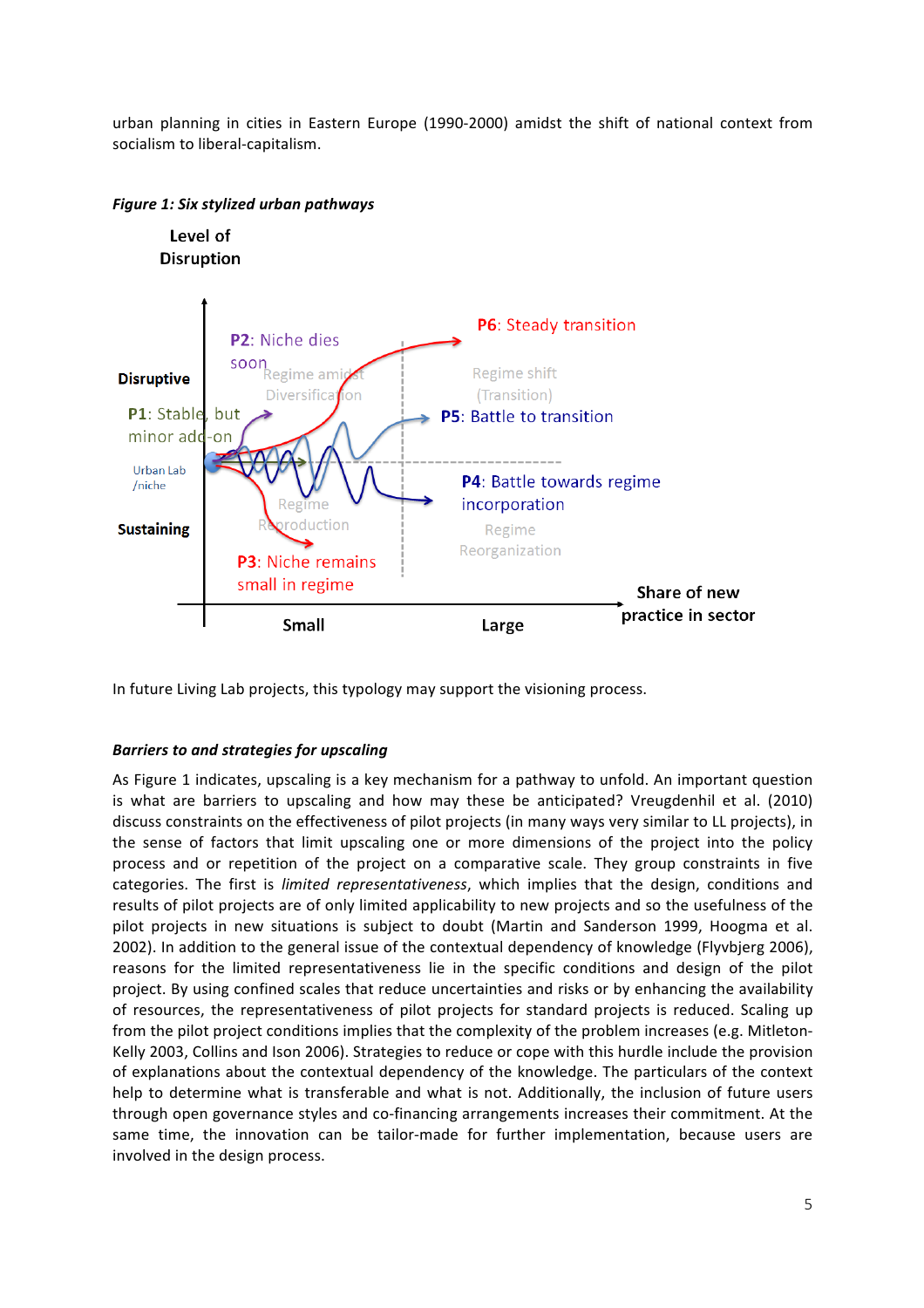urban planning in cities in Eastern Europe (1990-2000) amidst the shift of national context from socialism to liberal-capitalism.

***Figure 1: Six stylized urban pathways***

In future Living Lab projects, this typology may support the visioning process.

### *Barriers to and strategies for upscaling*

As Figure 1 indicates, upscaling is a key mechanism for a pathway to unfold. An important question is what are barriers to upscaling and how may these be anticipated? Vreugdenhil et al. (2010) discuss constraints on the effectiveness of pilot projects (in many ways very similar to LL projects), in the sense of factors that limit upscaling one or more dimensions of the project into the policy process and or repetition of the project on a comparative scale. They group constraints in five categories. The first is *limited representativeness*, which implies that the design, conditions and results of pilot projects are of only limited applicability to new projects and so the usefulness of the pilot projects in new situations is subject to doubt (Martin and Sanderson 1999, Hoogma et al. 2002). In addition to the general issue of the contextual dependency of knowledge (Flyvbjerg 2006), reasons for the limited representativeness lie in the specific conditions and design of the pilot project. By using confined scales that reduce uncertainties and risks or by enhancing the availability of resources, the representativeness of pilot projects for standard projects is reduced. Scaling up from the pilot project conditions implies that the complexity of the problem increases (e.g. Mitleton-Kelly 2003, Collins and Ison 2006). Strategies to reduce or cope with this hurdle include the provision of explanations about the contextual dependency of the knowledge. The particulars of the context help to determine what is transferable and what is not. Additionally, the inclusion of future users through open governance styles and co-financing arrangements increases their commitment. At the same time, the innovation can be tailor-made for further implementation, because users are involved in the design process.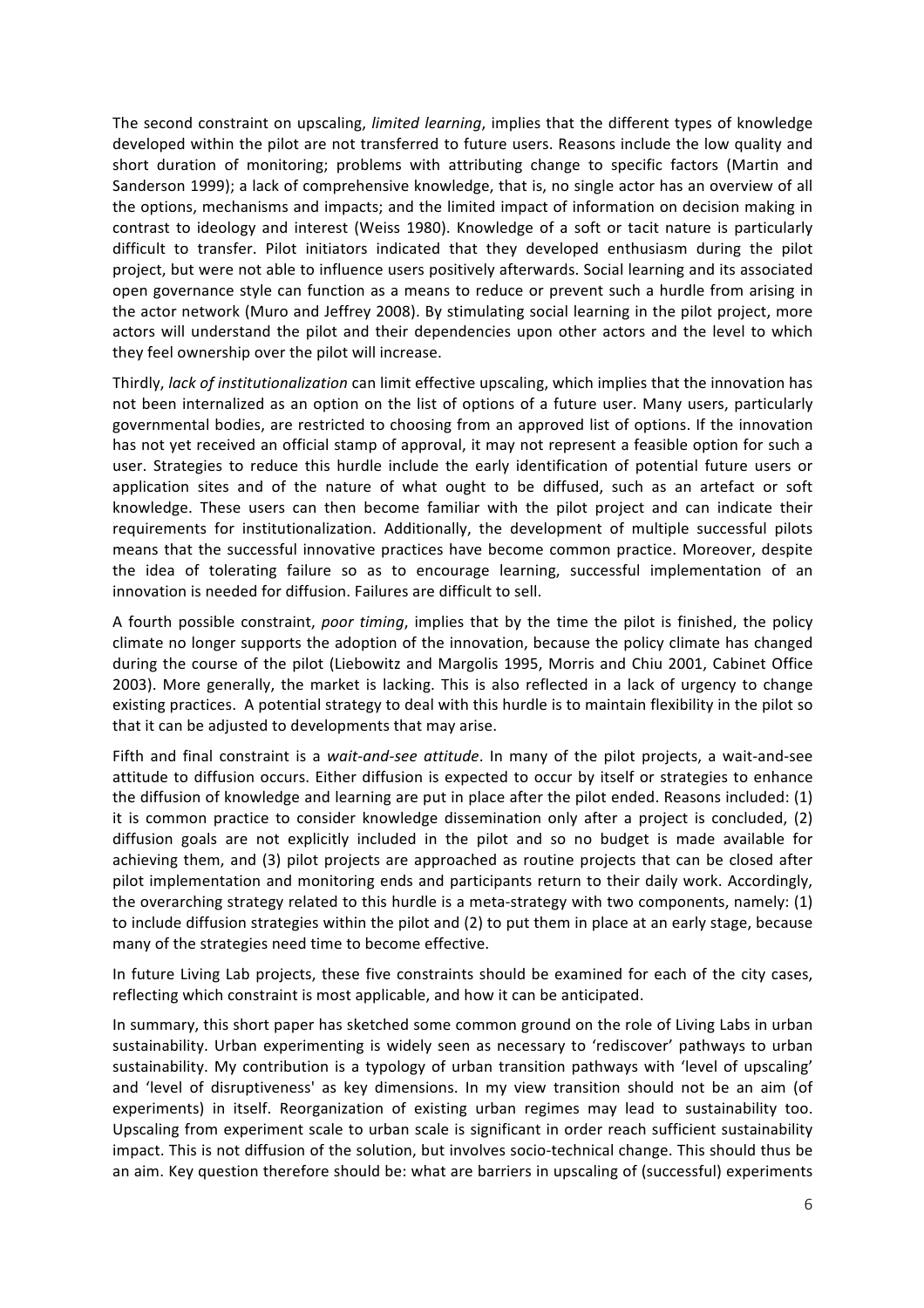The second constraint on upscaling, *limited learning*, implies that the different types of knowledge developed within the pilot are not transferred to future users. Reasons include the low quality and short duration of monitoring; problems with attributing change to specific factors (Martin and Sanderson 1999); a lack of comprehensive knowledge, that is, no single actor has an overview of all the options, mechanisms and impacts; and the limited impact of information on decision making in contrast to ideology and interest (Weiss 1980). Knowledge of a soft or tacit nature is particularly difficult to transfer. Pilot initiators indicated that they developed enthusiasm during the pilot project, but were not able to influence users positively afterwards. Social learning and its associated open governance style can function as a means to reduce or prevent such a hurdle from arising in the actor network (Muro and Jeffrey 2008). By stimulating social learning in the pilot project, more actors will understand the pilot and their dependencies upon other actors and the level to which they feel ownership over the pilot will increase.

Thirdly, *lack of institutionalization* can limit effective upscaling, which implies that the innovation has not been internalized as an option on the list of options of a future user. Many users, particularly governmental bodies, are restricted to choosing from an approved list of options. If the innovation has not yet received an official stamp of approval, it may not represent a feasible option for such a user. Strategies to reduce this hurdle include the early identification of potential future users or application sites and of the nature of what ought to be diffused, such as an artefact or soft knowledge. These users can then become familiar with the pilot project and can indicate their requirements for institutionalization. Additionally, the development of multiple successful pilots means that the successful innovative practices have become common practice. Moreover, despite the idea of tolerating failure so as to encourage learning, successful implementation of an innovation is needed for diffusion. Failures are difficult to sell.

A fourth possible constraint, *poor timing*, implies that by the time the pilot is finished, the policy climate no longer supports the adoption of the innovation, because the policy climate has changed during the course of the pilot (Liebowitz and Margolis 1995, Morris and Chiu 2001, Cabinet Office 2003). More generally, the market is lacking. This is also reflected in a lack of urgency to change existing practices. A potential strategy to deal with this hurdle is to maintain flexibility in the pilot so that it can be adjusted to developments that may arise.

Fifth and final constraint is a *wait-and-see attitude*. In many of the pilot projects, a wait-and-see attitude to diffusion occurs. Either diffusion is expected to occur by itself or strategies to enhance the diffusion of knowledge and learning are put in place after the pilot ended. Reasons included: (1) it is common practice to consider knowledge dissemination only after a project is concluded, (2) diffusion goals are not explicitly included in the pilot and so no budget is made available for achieving them, and (3) pilot projects are approached as routine projects that can be closed after pilot implementation and monitoring ends and participants return to their daily work. Accordingly, the overarching strategy related to this hurdle is a meta-strategy with two components, namely: (1) to include diffusion strategies within the pilot and (2) to put them in place at an early stage, because many of the strategies need time to become effective.

In future Living Lab projects, these five constraints should be examined for each of the city cases, reflecting which constraint is most applicable, and how it can be anticipated.

In summary, this short paper has sketched some common ground on the role of Living Labs in urban sustainability. Urban experimenting is widely seen as necessary to 'rediscover' pathways to urban sustainability. My contribution is a typology of urban transition pathways with 'level of upscaling' and 'level of disruptiveness' as key dimensions. In my view transition should not be an aim (of experiments) in itself. Reorganization of existing urban regimes may lead to sustainability too. Upscaling from experiment scale to urban scale is significant in order reach sufficient sustainability impact. This is not diffusion of the solution, but involves socio-technical change. This should thus be an aim. Key question therefore should be: what are barriers in upscaling of (successful) experiments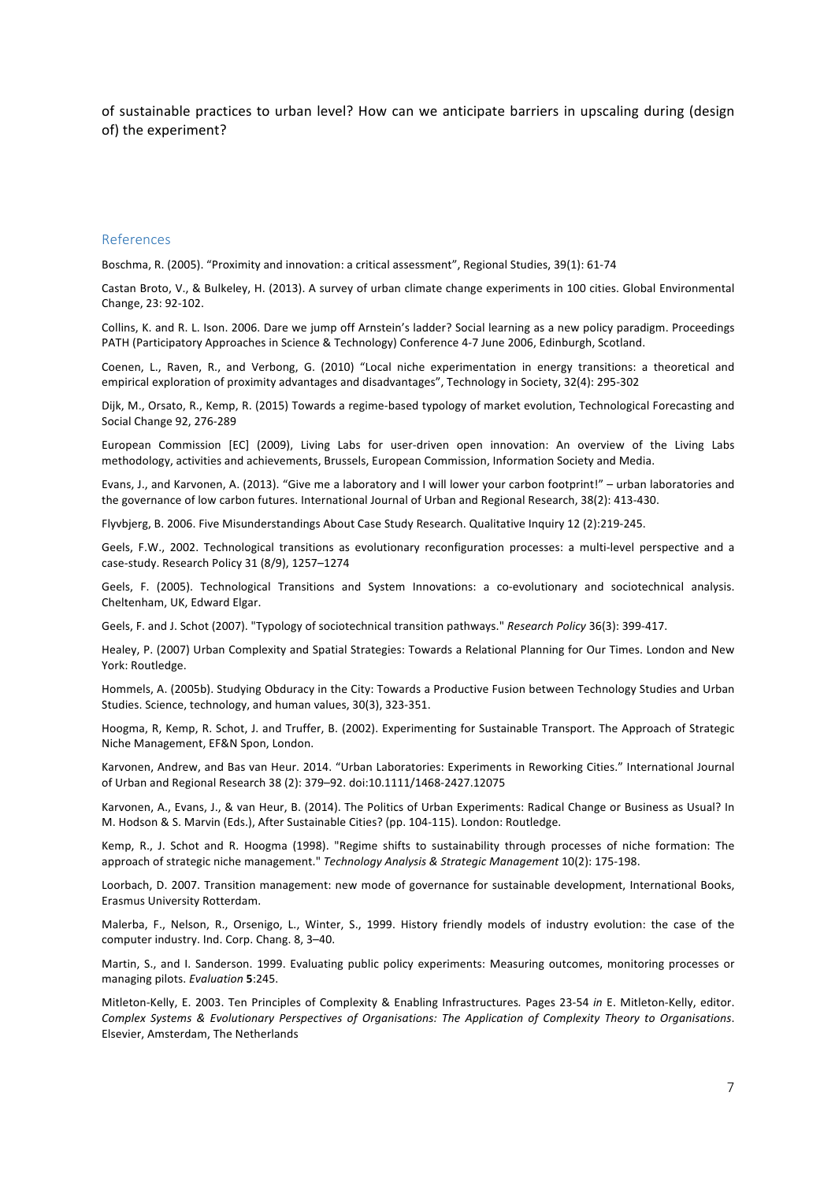of sustainable practices to urban level? How can we anticipate barriers in upscaling during (design of) the experiment?

## References

Boschma, R. (2005). "Proximity and innovation: a critical assessment", Regional Studies, 39(1): 61-74

Castan Broto, V., & Bulkeley, H. (2013). A survey of urban climate change experiments in 100 cities. Global Environmental Change, 23: 92-102.

Collins, K. and R. L. Ison. 2006. Dare we jump off Arnstein's ladder? Social learning as a new policy paradigm. Proceedings PATH (Participatory Approaches in Science & Technology) Conference 4-7 June 2006, Edinburgh, Scotland.

Coenen, L., Raven, R., and Verbong, G. (2010) "Local niche experimentation in energy transitions: a theoretical and empirical exploration of proximity advantages and disadvantages", Technology in Society, 32(4): 295-302

Dijk, M., Orsato, R., Kemp, R. (2015) Towards a regime-based typology of market evolution, Technological Forecasting and Social Change 92, 276-289

European Commission [EC] (2009), Living Labs for user-driven open innovation: An overview of the Living Labs methodology, activities and achievements, Brussels, European Commission, Information Society and Media.

Evans, J., and Karvonen, A. (2013). "Give me a laboratory and I will lower your carbon footprint!" – urban laboratories and the governance of low carbon futures. International Journal of Urban and Regional Research, 38(2): 413-430.

Flyvbjerg, B. 2006. Five Misunderstandings About Case Study Research. Qualitative Inquiry 12 (2):219-245.

Geels, F.W., 2002. Technological transitions as evolutionary reconfiguration processes: a multi-level perspective and a case-study. Research Policy 31 (8/9), 1257–1274

Geels, F. (2005). Technological Transitions and System Innovations: a co-evolutionary and sociotechnical analysis. Cheltenham, UK, Edward Elgar.

Geels, F. and J. Schot (2007). "Typology of sociotechnical transition pathways." *Research Policy* 36(3): 399-417.

Healey, P. (2007) Urban Complexity and Spatial Strategies: Towards a Relational Planning for Our Times. London and New York: Routledge.

Hommels, A. (2005b). Studying Obduracy in the City: Towards a Productive Fusion between Technology Studies and Urban Studies. Science, technology, and human values, 30(3), 323-351.

Hoogma, R, Kemp, R. Schot, J. and Truffer, B. (2002). Experimenting for Sustainable Transport. The Approach of Strategic Niche Management, EF&N Spon, London.

Karvonen, Andrew, and Bas van Heur. 2014. "Urban Laboratories: Experiments in Reworking Cities." International Journal of Urban and Regional Research 38 (2): 379–92. doi:10.1111/1468-2427.12075

Karvonen, A., Evans, J., & van Heur, B. (2014). The Politics of Urban Experiments: Radical Change or Business as Usual? In M. Hodson & S. Marvin (Eds.), After Sustainable Cities? (pp. 104-115). London: Routledge.

Kemp, R., J. Schot and R. Hoogma (1998). "Regime shifts to sustainability through processes of niche formation: The approach of strategic niche management." *Technology Analysis & Strategic Management* 10(2): 175-198.

Loorbach, D. 2007. Transition management: new mode of governance for sustainable development, International Books, Erasmus University Rotterdam.

Malerba, F., Nelson, R., Orsenigo, L., Winter, S., 1999. History friendly models of industry evolution: the case of the computer industry. Ind. Corp. Chang. 8, 3–40.

Martin, S., and I. Sanderson. 1999. Evaluating public policy experiments: Measuring outcomes, monitoring processes or managing pilots. *Evaluation* **5**:245.

Mitleton-Kelly, E. 2003. Ten Principles of Complexity & Enabling Infrastructures*.* Pages 23-54 *in* E. Mitleton-Kelly, editor. *Complex Systems & Evolutionary Perspectives of Organisations: The Application of Complexity Theory to Organisations*. Elsevier, Amsterdam, The Netherlands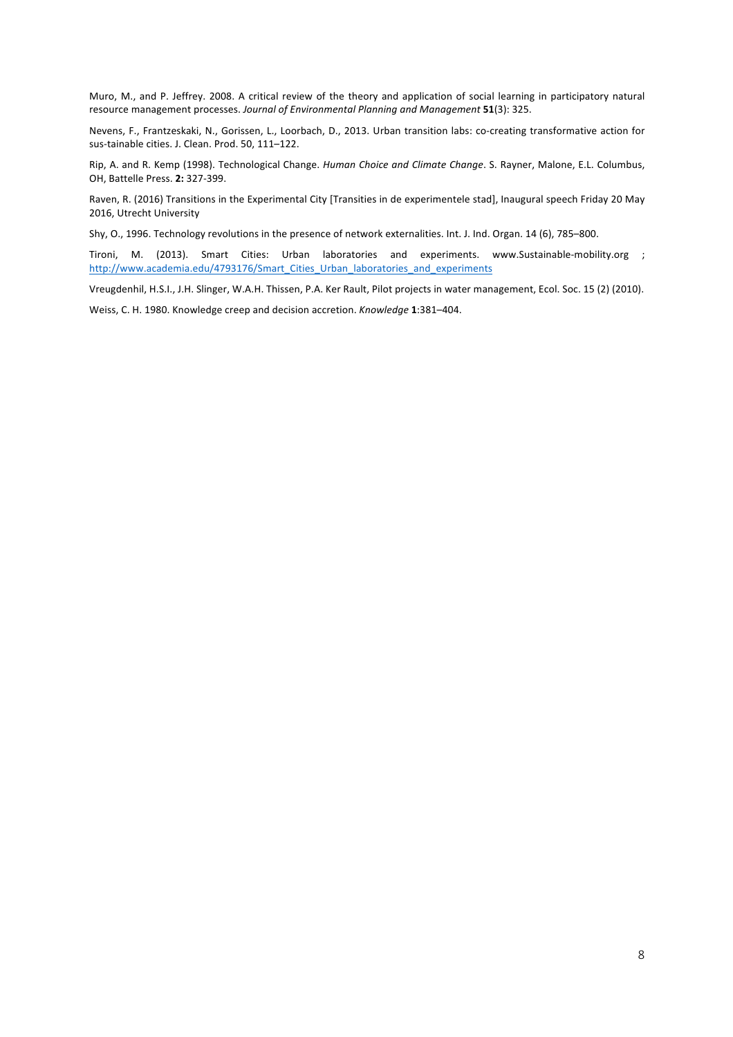Muro, M., and P. Jeffrey. 2008. A critical review of the theory and application of social learning in participatory natural resource management processes. *Journal of Environmental Planning and Management* **51**(3): 325.

Nevens, F., Frantzeskaki, N., Gorissen, L., Loorbach, D., 2013. Urban transition labs: co-creating transformative action for sus-tainable cities. J. Clean. Prod. 50, 111–122.

Rip, A. and R. Kemp (1998). Technological Change. *Human Choice and Climate Change*. S. Rayner, Malone, E.L. Columbus, OH, Battelle Press. **2:** 327-399.

Raven, R. (2016) Transitions in the Experimental City [Transities in de experimentele stad], Inaugural speech Friday 20 May 2016, Utrecht University

Shy, O., 1996. Technology revolutions in the presence of network externalities. Int. J. Ind. Organ. 14 (6), 785–800.

Tironi, M. (2013). Smart Cities: Urban laboratories and experiments. www.Sustainable-mobility.org ; http://www.academia.edu/4793176/Smart_Cities_Urban_laboratories_and_experiments

Vreugdenhil, H.S.I., J.H. Slinger, W.A.H. Thissen, P.A. Ker Rault, Pilot projects in water management, Ecol. Soc. 15 (2) (2010).

Weiss, C. H. 1980. Knowledge creep and decision accretion. *Knowledge* **1**:381–404.